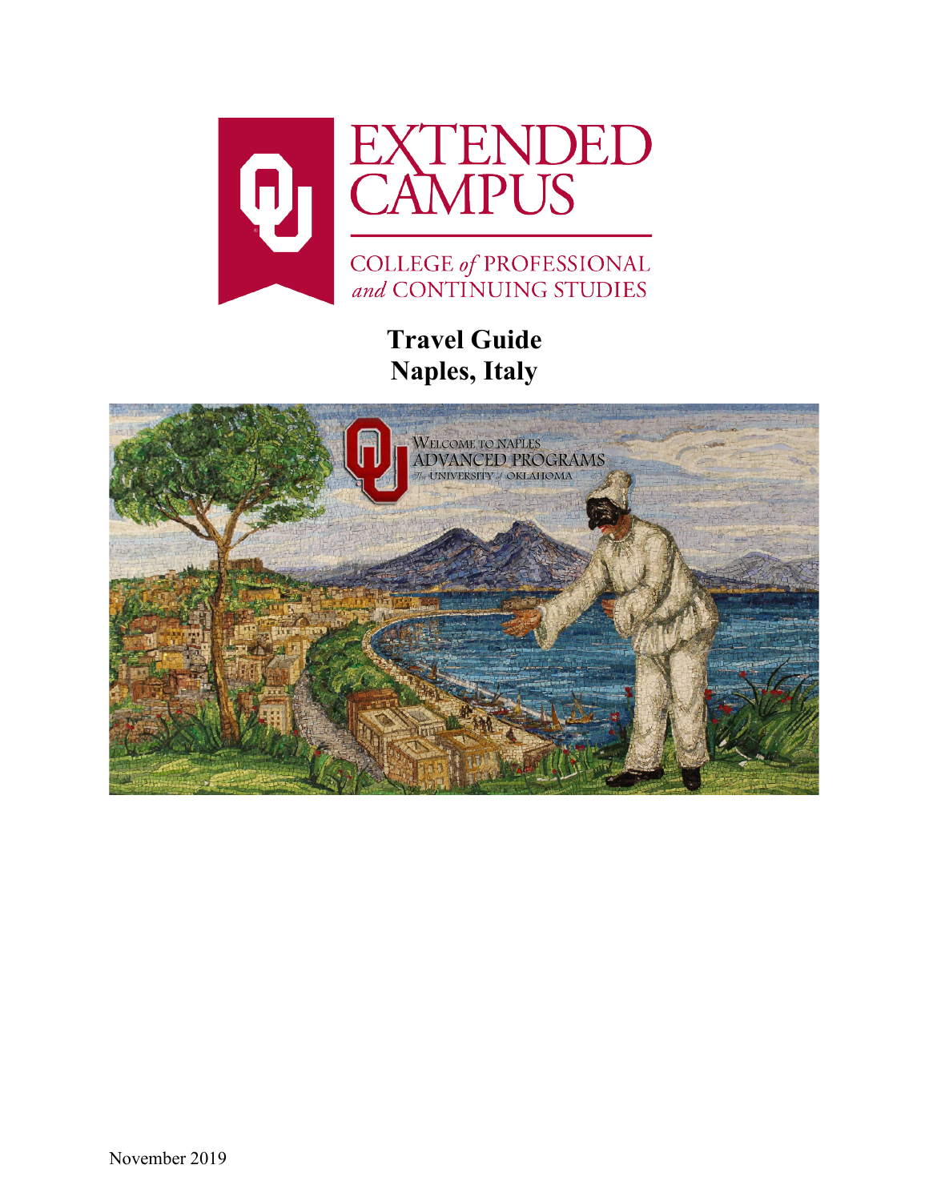EXTENDED CAMPUS

COLLEGE *of* PROFESSIONAL *and* CONTINUING STUDIES

# Travel Guide
# Naples, Italy

November 2019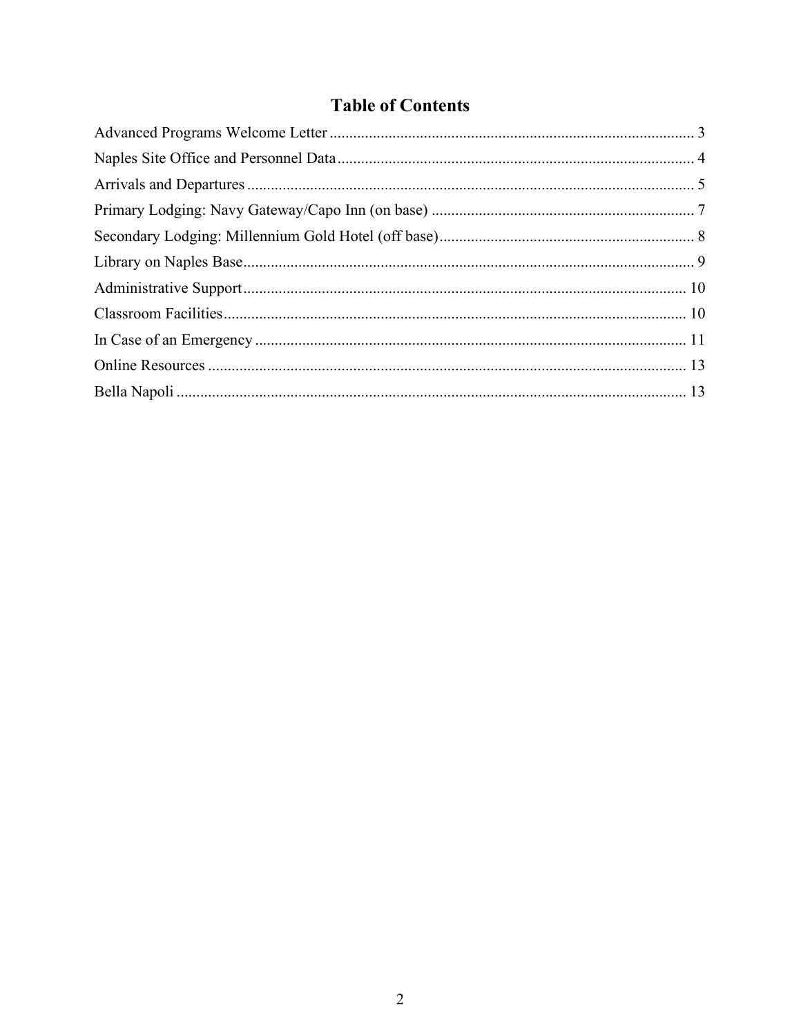# Table of Contents

Advanced Programs Welcome Letter ..... 3
Naples Site Office and Personnel Data ..... 4
Arrivals and Departures ..... 5
Primary Lodging: Navy Gateway/Capo Inn (on base) ..... 7
Secondary Lodging: Millennium Gold Hotel (off base) ..... 8
Library on Naples Base ..... 9
Administrative Support ..... 10
Classroom Facilities ..... 10
In Case of an Emergency ..... 11
Online Resources ..... 13
Bella Napoli ..... 13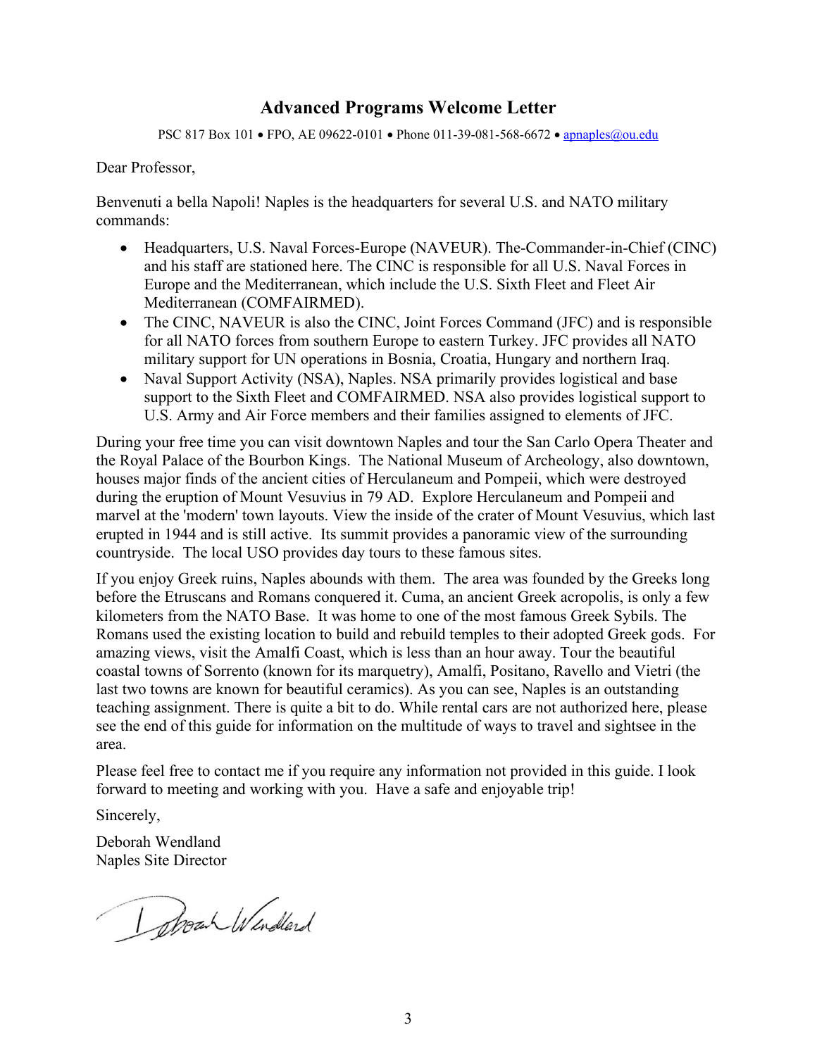## Advanced Programs Welcome Letter

PSC 817 Box 101 • FPO, AE 09622-0101 • Phone 011-39-081-568-6672 • apnaples@ou.edu

Dear Professor,

Benvenuti a bella Napoli! Naples is the headquarters for several U.S. and NATO military commands:

- Headquarters, U.S. Naval Forces-Europe (NAVEUR). The-Commander-in-Chief (CINC) and his staff are stationed here. The CINC is responsible for all U.S. Naval Forces in Europe and the Mediterranean, which include the U.S. Sixth Fleet and Fleet Air Mediterranean (COMFAIRMED).
- The CINC, NAVEUR is also the CINC, Joint Forces Command (JFC) and is responsible for all NATO forces from southern Europe to eastern Turkey. JFC provides all NATO military support for UN operations in Bosnia, Croatia, Hungary and northern Iraq.
- Naval Support Activity (NSA), Naples. NSA primarily provides logistical and base support to the Sixth Fleet and COMFAIRMED. NSA also provides logistical support to U.S. Army and Air Force members and their families assigned to elements of JFC.

During your free time you can visit downtown Naples and tour the San Carlo Opera Theater and the Royal Palace of the Bourbon Kings. The National Museum of Archeology, also downtown, houses major finds of the ancient cities of Herculaneum and Pompeii, which were destroyed during the eruption of Mount Vesuvius in 79 AD. Explore Herculaneum and Pompeii and marvel at the 'modern' town layouts. View the inside of the crater of Mount Vesuvius, which last erupted in 1944 and is still active. Its summit provides a panoramic view of the surrounding countryside. The local USO provides day tours to these famous sites.

If you enjoy Greek ruins, Naples abounds with them. The area was founded by the Greeks long before the Etruscans and Romans conquered it. Cuma, an ancient Greek acropolis, is only a few kilometers from the NATO Base. It was home to one of the most famous Greek Sybils. The Romans used the existing location to build and rebuild temples to their adopted Greek gods. For amazing views, visit the Amalfi Coast, which is less than an hour away. Tour the beautiful coastal towns of Sorrento (known for its marquetry), Amalfi, Positano, Ravello and Vietri (the last two towns are known for beautiful ceramics). As you can see, Naples is an outstanding teaching assignment. There is quite a bit to do. While rental cars are not authorized here, please see the end of this guide for information on the multitude of ways to travel and sightsee in the area.

Please feel free to contact me if you require any information not provided in this guide. I look forward to meeting and working with you. Have a safe and enjoyable trip!

Sincerely,

Deborah Wendland
Naples Site Director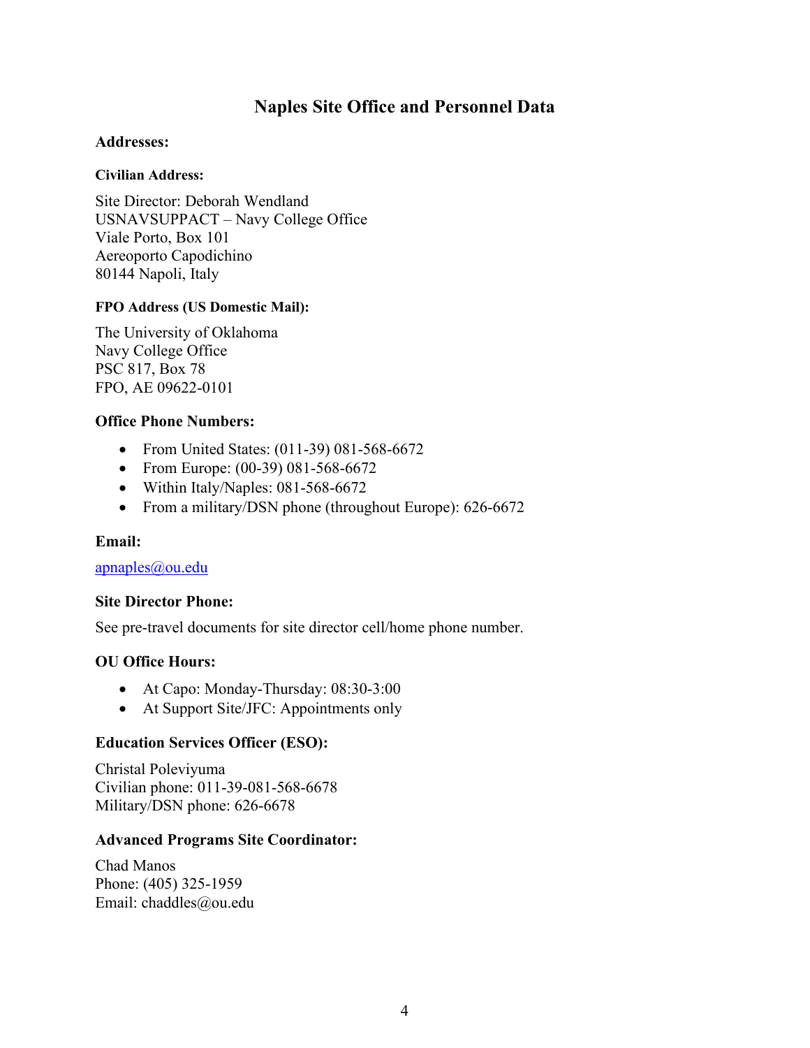# Naples Site Office and Personnel Data

## Addresses:

### Civilian Address:

Site Director: Deborah Wendland
USNAVSUPPACT – Navy College Office
Viale Porto, Box 101
Aereoporto Capodichino
80144 Napoli, Italy

### FPO Address (US Domestic Mail):

The University of Oklahoma
Navy College Office
PSC 817, Box 78
FPO, AE 09622-0101

## Office Phone Numbers:

- From United States: (011-39) 081-568-6672
- From Europe: (00-39) 081-568-6672
- Within Italy/Naples: 081-568-6672
- From a military/DSN phone (throughout Europe): 626-6672

## Email:

apnaples@ou.edu

## Site Director Phone:

See pre-travel documents for site director cell/home phone number.

## OU Office Hours:

- At Capo: Monday-Thursday: 08:30-3:00
- At Support Site/JFC: Appointments only

## Education Services Officer (ESO):

Christal Poleviyuma
Civilian phone: 011-39-081-568-6678
Military/DSN phone: 626-6678

## Advanced Programs Site Coordinator:

Chad Manos
Phone: (405) 325-1959
Email: chaddles@ou.edu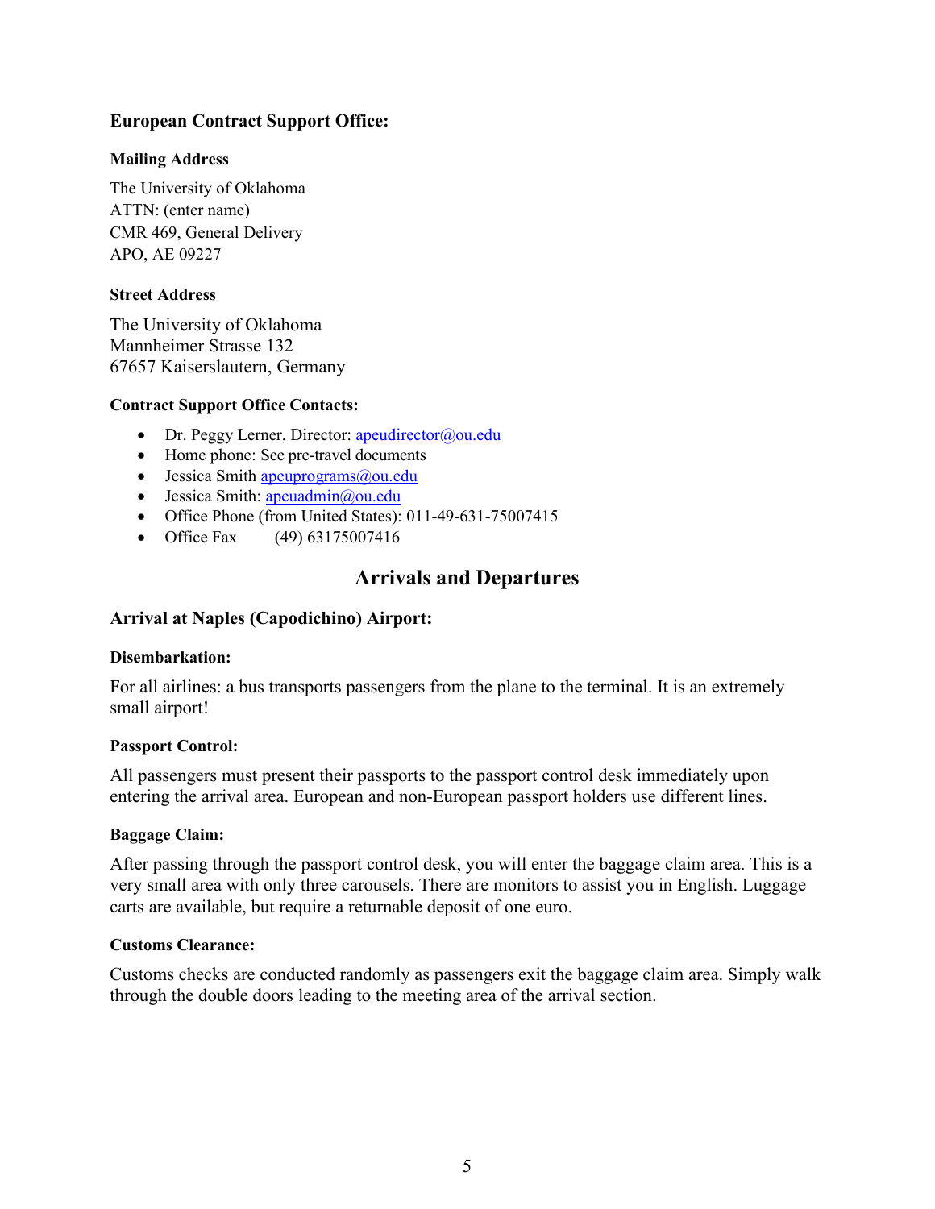### European Contract Support Office:

#### Mailing Address

The University of Oklahoma
ATTN: (enter name)
CMR 469, General Delivery
APO, AE 09227

#### Street Address

The University of Oklahoma
Mannheimer Strasse 132
67657 Kaiserslautern, Germany

#### Contract Support Office Contacts:

- Dr. Peggy Lerner, Director: apeudirector@ou.edu
- Home phone: See pre-travel documents
- Jessica Smith apeuprograms@ou.edu
- Jessica Smith: apeuadmin@ou.edu
- Office Phone (from United States): 011-49-631-75007415
- Office Fax (49) 63175007416

## Arrivals and Departures

### Arrival at Naples (Capodichino) Airport:

#### Disembarkation:

For all airlines: a bus transports passengers from the plane to the terminal. It is an extremely small airport!

#### Passport Control:

All passengers must present their passports to the passport control desk immediately upon entering the arrival area. European and non-European passport holders use different lines.

#### Baggage Claim:

After passing through the passport control desk, you will enter the baggage claim area. This is a very small area with only three carousels. There are monitors to assist you in English. Luggage carts are available, but require a returnable deposit of one euro.

#### Customs Clearance:

Customs checks are conducted randomly as passengers exit the baggage claim area. Simply walk through the double doors leading to the meeting area of the arrival section.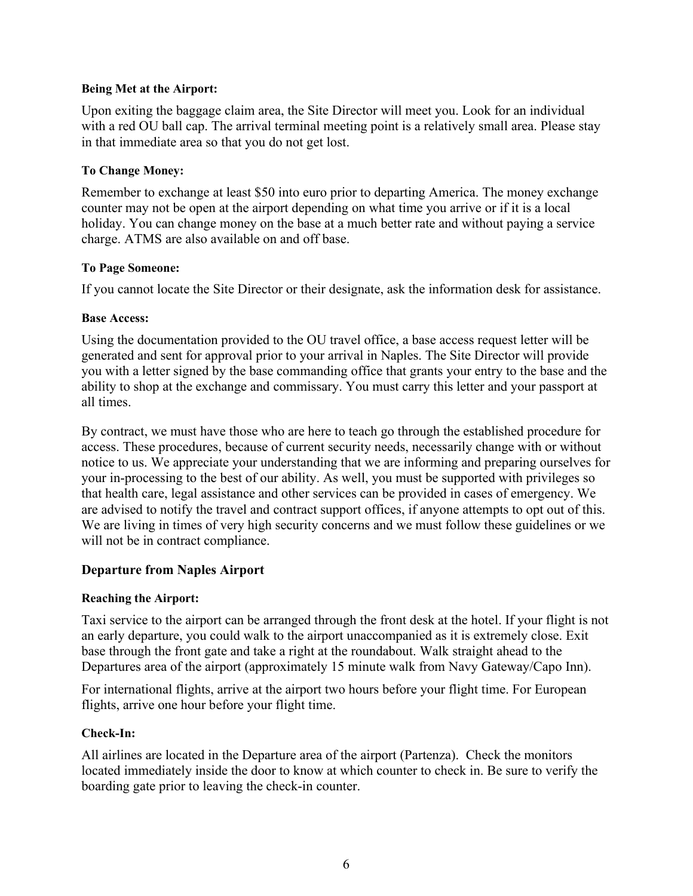#### Being Met at the Airport:

Upon exiting the baggage claim area, the Site Director will meet you. Look for an individual with a red OU ball cap. The arrival terminal meeting point is a relatively small area. Please stay in that immediate area so that you do not get lost.

#### To Change Money:

Remember to exchange at least $50 into euro prior to departing America. The money exchange counter may not be open at the airport depending on what time you arrive or if it is a local holiday. You can change money on the base at a much better rate and without paying a service charge. ATMS are also available on and off base.

#### To Page Someone:

If you cannot locate the Site Director or their designate, ask the information desk for assistance.

#### Base Access:

Using the documentation provided to the OU travel office, a base access request letter will be generated and sent for approval prior to your arrival in Naples. The Site Director will provide you with a letter signed by the base commanding office that grants your entry to the base and the ability to shop at the exchange and commissary. You must carry this letter and your passport at all times.

By contract, we must have those who are here to teach go through the established procedure for access. These procedures, because of current security needs, necessarily change with or without notice to us. We appreciate your understanding that we are informing and preparing ourselves for your in-processing to the best of our ability. As well, you must be supported with privileges so that health care, legal assistance and other services can be provided in cases of emergency. We are advised to notify the travel and contract support offices, if anyone attempts to opt out of this. We are living in times of very high security concerns and we must follow these guidelines or we will not be in contract compliance.

### Departure from Naples Airport

#### Reaching the Airport:

Taxi service to the airport can be arranged through the front desk at the hotel. If your flight is not an early departure, you could walk to the airport unaccompanied as it is extremely close. Exit base through the front gate and take a right at the roundabout. Walk straight ahead to the Departures area of the airport (approximately 15 minute walk from Navy Gateway/Capo Inn).

For international flights, arrive at the airport two hours before your flight time. For European flights, arrive one hour before your flight time.

#### Check-In:

All airlines are located in the Departure area of the airport (Partenza). Check the monitors located immediately inside the door to know at which counter to check in. Be sure to verify the boarding gate prior to leaving the check-in counter.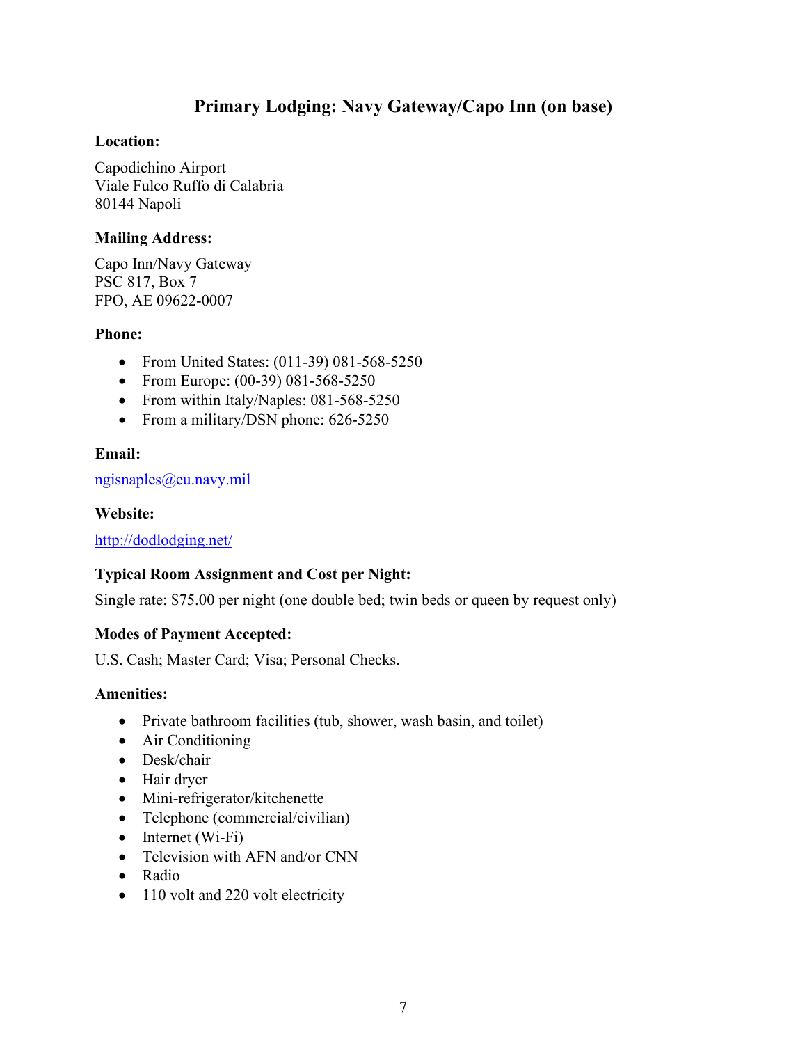## Primary Lodging: Navy Gateway/Capo Inn (on base)

**Location:**

Capodichino Airport
Viale Fulco Ruffo di Calabria
80144 Napoli

**Mailing Address:**

Capo Inn/Navy Gateway
PSC 817, Box 7
FPO, AE 09622-0007

**Phone:**

- From United States: (011-39) 081-568-5250
- From Europe: (00-39) 081-568-5250
- From within Italy/Naples: 081-568-5250
- From a military/DSN phone: 626-5250

**Email:**

ngisnaples@eu.navy.mil

**Website:**

http://dodlodging.net/

**Typical Room Assignment and Cost per Night:**

Single rate: $75.00 per night (one double bed; twin beds or queen by request only)

**Modes of Payment Accepted:**

U.S. Cash; Master Card; Visa; Personal Checks.

**Amenities:**

- Private bathroom facilities (tub, shower, wash basin, and toilet)
- Air Conditioning
- Desk/chair
- Hair dryer
- Mini-refrigerator/kitchenette
- Telephone (commercial/civilian)
- Internet (Wi-Fi)
- Television with AFN and/or CNN
- Radio
- 110 volt and 220 volt electricity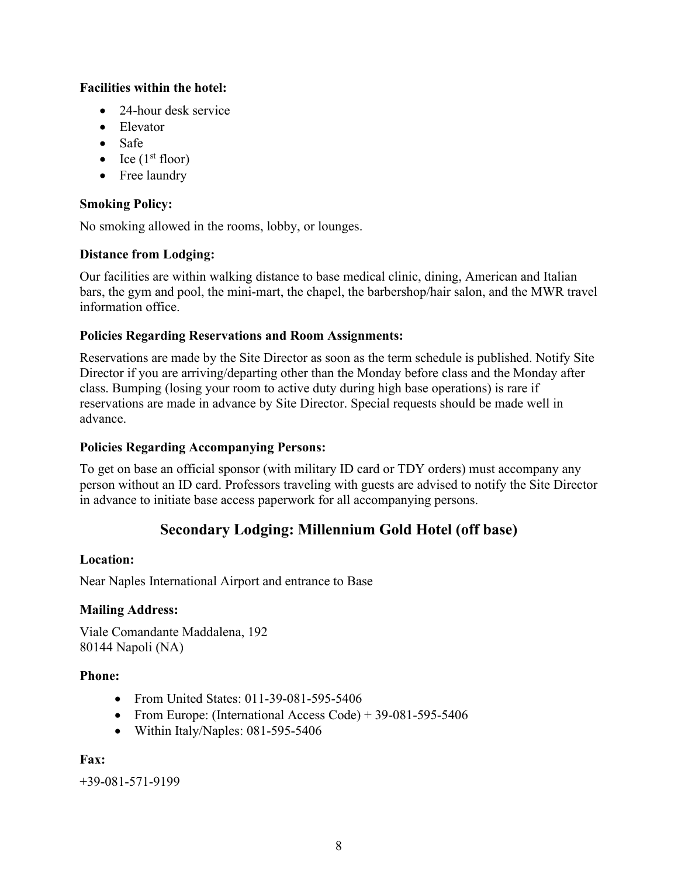**Facilities within the hotel:**

- 24-hour desk service
- Elevator
- Safe
- Ice (1st floor)
- Free laundry

**Smoking Policy:**

No smoking allowed in the rooms, lobby, or lounges.

**Distance from Lodging:**

Our facilities are within walking distance to base medical clinic, dining, American and Italian bars, the gym and pool, the mini-mart, the chapel, the barbershop/hair salon, and the MWR travel information office.

**Policies Regarding Reservations and Room Assignments:**

Reservations are made by the Site Director as soon as the term schedule is published. Notify Site Director if you are arriving/departing other than the Monday before class and the Monday after class. Bumping (losing your room to active duty during high base operations) is rare if reservations are made in advance by Site Director. Special requests should be made well in advance.

**Policies Regarding Accompanying Persons:**

To get on base an official sponsor (with military ID card or TDY orders) must accompany any person without an ID card. Professors traveling with guests are advised to notify the Site Director in advance to initiate base access paperwork for all accompanying persons.

## Secondary Lodging: Millennium Gold Hotel (off base)

**Location:**

Near Naples International Airport and entrance to Base

**Mailing Address:**

Viale Comandante Maddalena, 192
80144 Napoli (NA)

**Phone:**

- From United States: 011-39-081-595-5406
- From Europe: (International Access Code) + 39-081-595-5406
- Within Italy/Naples: 081-595-5406

**Fax:**

+39-081-571-9199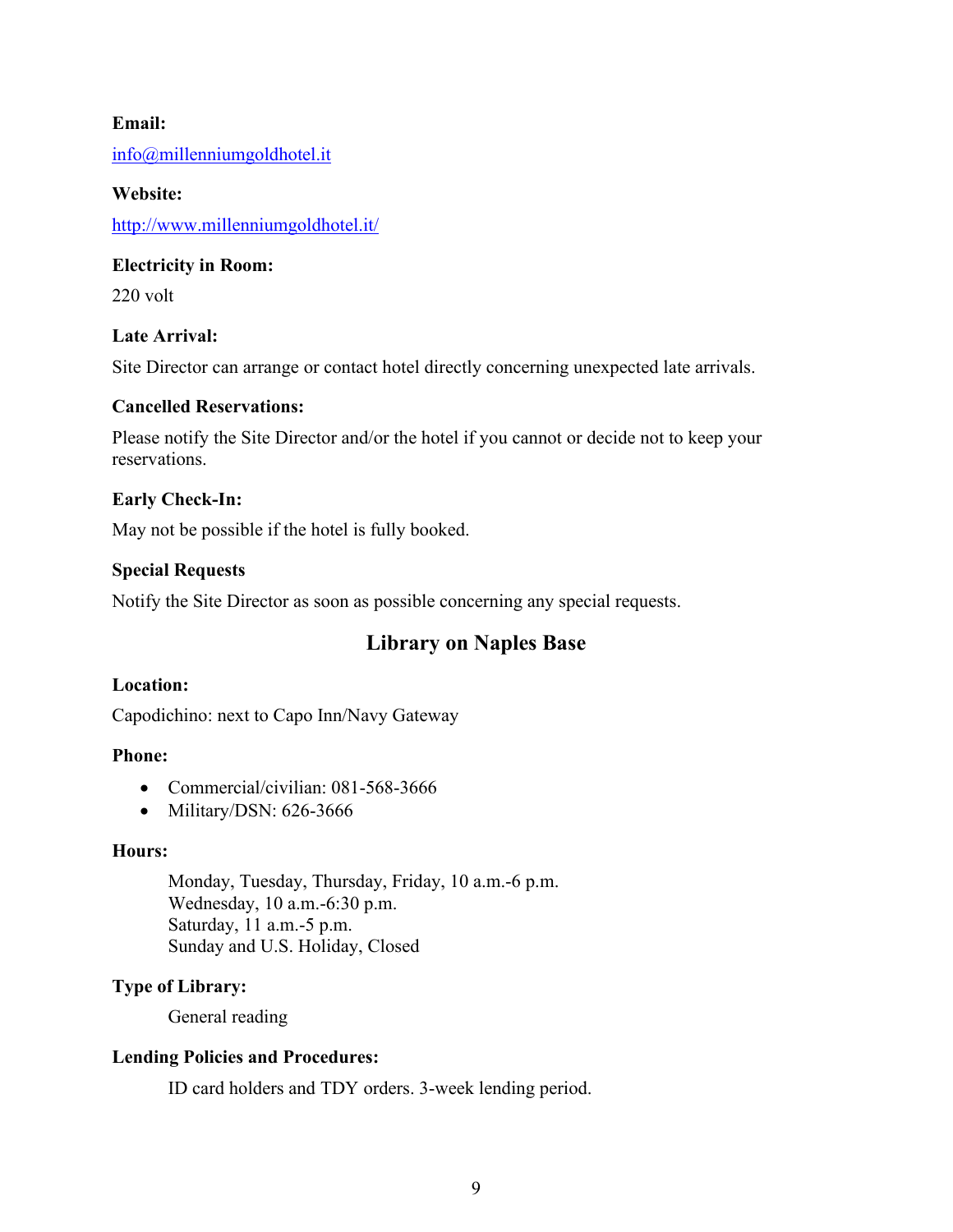**Email:**

info@millenniumgoldhotel.it

**Website:**

http://www.millenniumgoldhotel.it/

**Electricity in Room:**

220 volt

**Late Arrival:**

Site Director can arrange or contact hotel directly concerning unexpected late arrivals.

**Cancelled Reservations:**

Please notify the Site Director and/or the hotel if you cannot or decide not to keep your reservations.

**Early Check-In:**

May not be possible if the hotel is fully booked.

**Special Requests**

Notify the Site Director as soon as possible concerning any special requests.

## Library on Naples Base

**Location:**

Capodichino: next to Capo Inn/Navy Gateway

**Phone:**

- Commercial/civilian: 081-568-3666
- Military/DSN: 626-3666

**Hours:**

Monday, Tuesday, Thursday, Friday, 10 a.m.-6 p.m.
Wednesday, 10 a.m.-6:30 p.m.
Saturday, 11 a.m.-5 p.m.
Sunday and U.S. Holiday, Closed

**Type of Library:**

General reading

**Lending Policies and Procedures:**

ID card holders and TDY orders. 3-week lending period.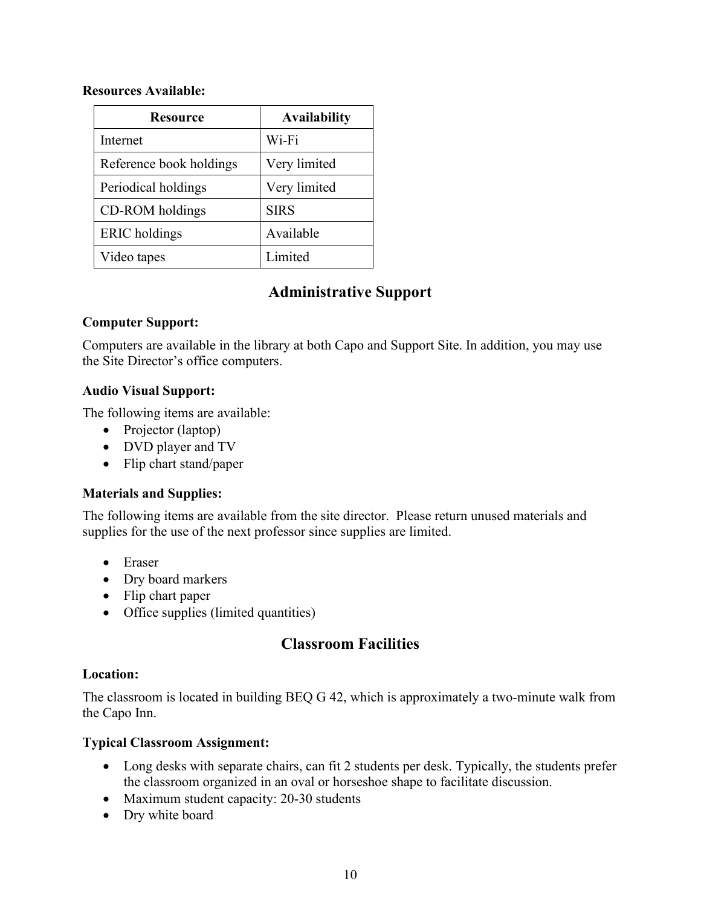**Resources Available:**

| Resource | Availability |
| --- | --- |
| Internet | Wi-Fi |
| Reference book holdings | Very limited |
| Periodical holdings | Very limited |
| CD-ROM holdings | SIRS |
| ERIC holdings | Available |
| Video tapes | Limited |

## Administrative Support

**Computer Support:**

Computers are available in the library at both Capo and Support Site. In addition, you may use the Site Director's office computers.

**Audio Visual Support:**

The following items are available:

- Projector (laptop)
- DVD player and TV
- Flip chart stand/paper

**Materials and Supplies:**

The following items are available from the site director. Please return unused materials and supplies for the use of the next professor since supplies are limited.

- Eraser
- Dry board markers
- Flip chart paper
- Office supplies (limited quantities)

## Classroom Facilities

**Location:**

The classroom is located in building BEQ G 42, which is approximately a two-minute walk from the Capo Inn.

**Typical Classroom Assignment:**

- Long desks with separate chairs, can fit 2 students per desk. Typically, the students prefer the classroom organized in an oval or horseshoe shape to facilitate discussion.
- Maximum student capacity: 20-30 students
- Dry white board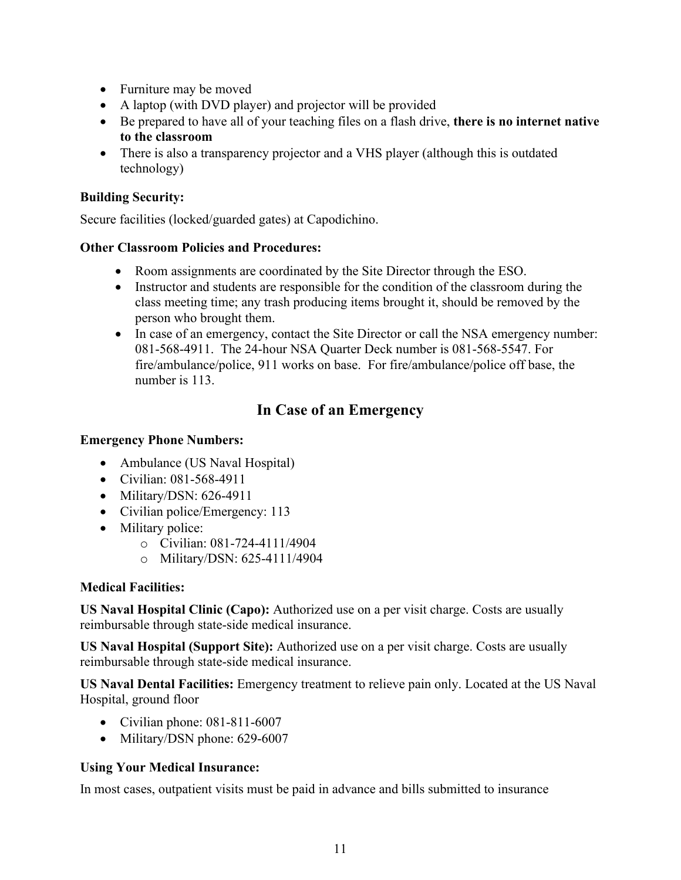- Furniture may be moved
- A laptop (with DVD player) and projector will be provided
- Be prepared to have all of your teaching files on a flash drive, **there is no internet native to the classroom**
- There is also a transparency projector and a VHS player (although this is outdated technology)

**Building Security:**

Secure facilities (locked/guarded gates) at Capodichino.

**Other Classroom Policies and Procedures:**

- Room assignments are coordinated by the Site Director through the ESO.
- Instructor and students are responsible for the condition of the classroom during the class meeting time; any trash producing items brought it, should be removed by the person who brought them.
- In case of an emergency, contact the Site Director or call the NSA emergency number: 081-568-4911. The 24-hour NSA Quarter Deck number is 081-568-5547. For fire/ambulance/police, 911 works on base. For fire/ambulance/police off base, the number is 113.

## In Case of an Emergency

**Emergency Phone Numbers:**

- Ambulance (US Naval Hospital)
- Civilian: 081-568-4911
- Military/DSN: 626-4911
- Civilian police/Emergency: 113
- Military police:
  - Civilian: 081-724-4111/4904
  - Military/DSN: 625-4111/4904

**Medical Facilities:**

**US Naval Hospital Clinic (Capo):** Authorized use on a per visit charge. Costs are usually reimbursable through state-side medical insurance.

**US Naval Hospital (Support Site):** Authorized use on a per visit charge. Costs are usually reimbursable through state-side medical insurance.

**US Naval Dental Facilities:** Emergency treatment to relieve pain only. Located at the US Naval Hospital, ground floor

- Civilian phone: 081-811-6007
- Military/DSN phone: 629-6007

**Using Your Medical Insurance:**

In most cases, outpatient visits must be paid in advance and bills submitted to insurance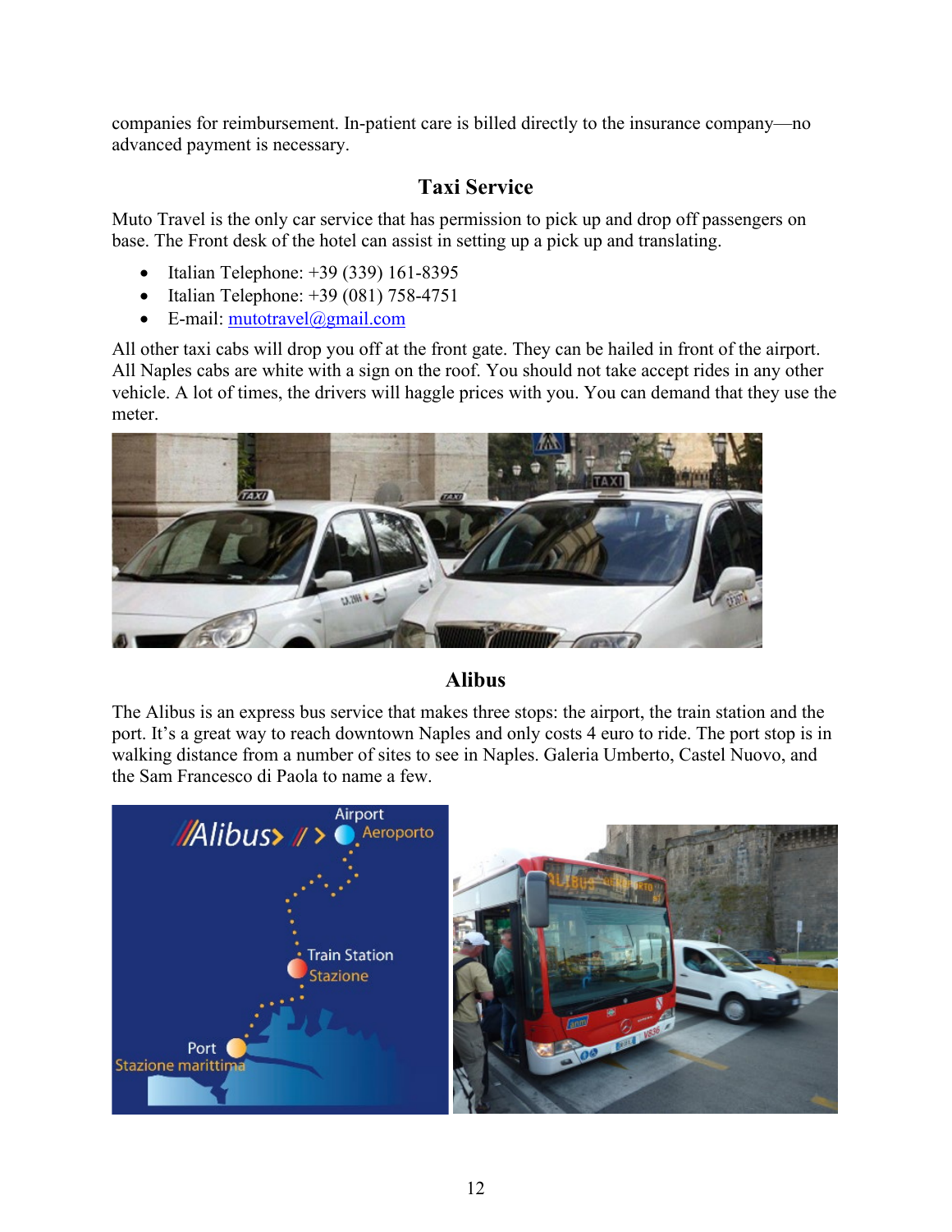companies for reimbursement. In-patient care is billed directly to the insurance company—no advanced payment is necessary.

## Taxi Service

Muto Travel is the only car service that has permission to pick up and drop off passengers on base. The Front desk of the hotel can assist in setting up a pick up and translating.

- Italian Telephone: +39 (339) 161-8395
- Italian Telephone: +39 (081) 758-4751
- E-mail: mutotravel@gmail.com

All other taxi cabs will drop you off at the front gate. They can be hailed in front of the airport. All Naples cabs are white with a sign on the roof. You should not take accept rides in any other vehicle. A lot of times, the drivers will haggle prices with you. You can demand that they use the meter.

## Alibus

The Alibus is an express bus service that makes three stops: the airport, the train station and the port. It's a great way to reach downtown Naples and only costs 4 euro to ride. The port stop is in walking distance from a number of sites to see in Naples. Galeria Umberto, Castel Nuovo, and the Sam Francesco di Paola to name a few.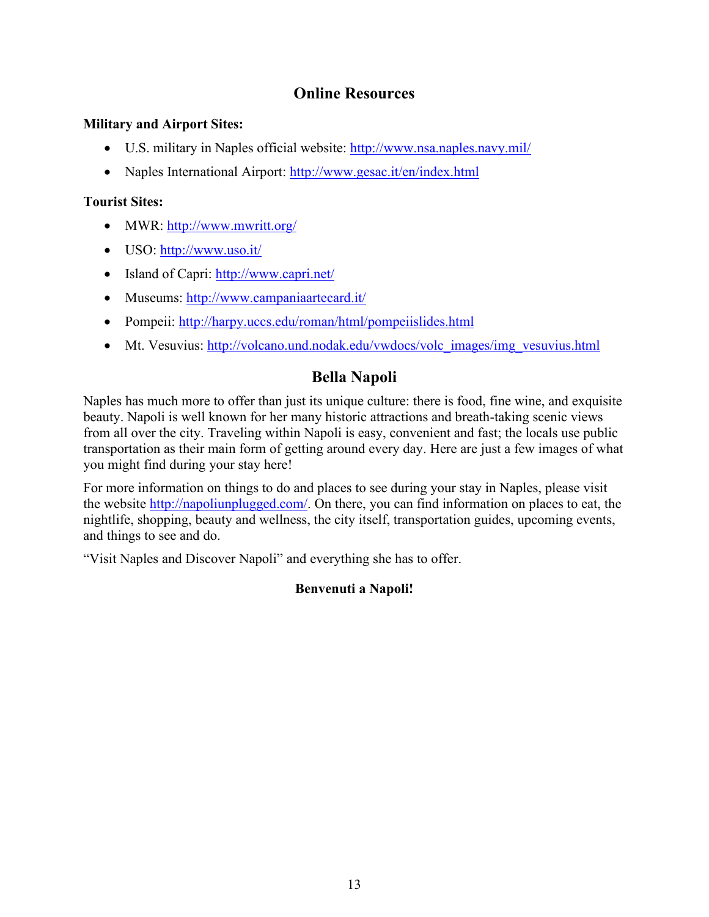## Online Resources

**Military and Airport Sites:**

- U.S. military in Naples official website: http://www.nsa.naples.navy.mil/
- Naples International Airport: http://www.gesac.it/en/index.html

**Tourist Sites:**

- MWR: http://www.mwritt.org/
- USO: http://www.uso.it/
- Island of Capri: http://www.capri.net/
- Museums: http://www.campaniaartecard.it/
- Pompeii: http://harpy.uccs.edu/roman/html/pompeiislides.html
- Mt. Vesuvius: http://volcano.und.nodak.edu/vwdocs/volc_images/img_vesuvius.html

## Bella Napoli

Naples has much more to offer than just its unique culture: there is food, fine wine, and exquisite beauty. Napoli is well known for her many historic attractions and breath-taking scenic views from all over the city. Traveling within Napoli is easy, convenient and fast; the locals use public transportation as their main form of getting around every day. Here are just a few images of what you might find during your stay here!

For more information on things to do and places to see during your stay in Naples, please visit the website http://napoliunplugged.com/. On there, you can find information on places to eat, the nightlife, shopping, beauty and wellness, the city itself, transportation guides, upcoming events, and things to see and do.

"Visit Naples and Discover Napoli" and everything she has to offer.

**Benvenuti a Napoli!**